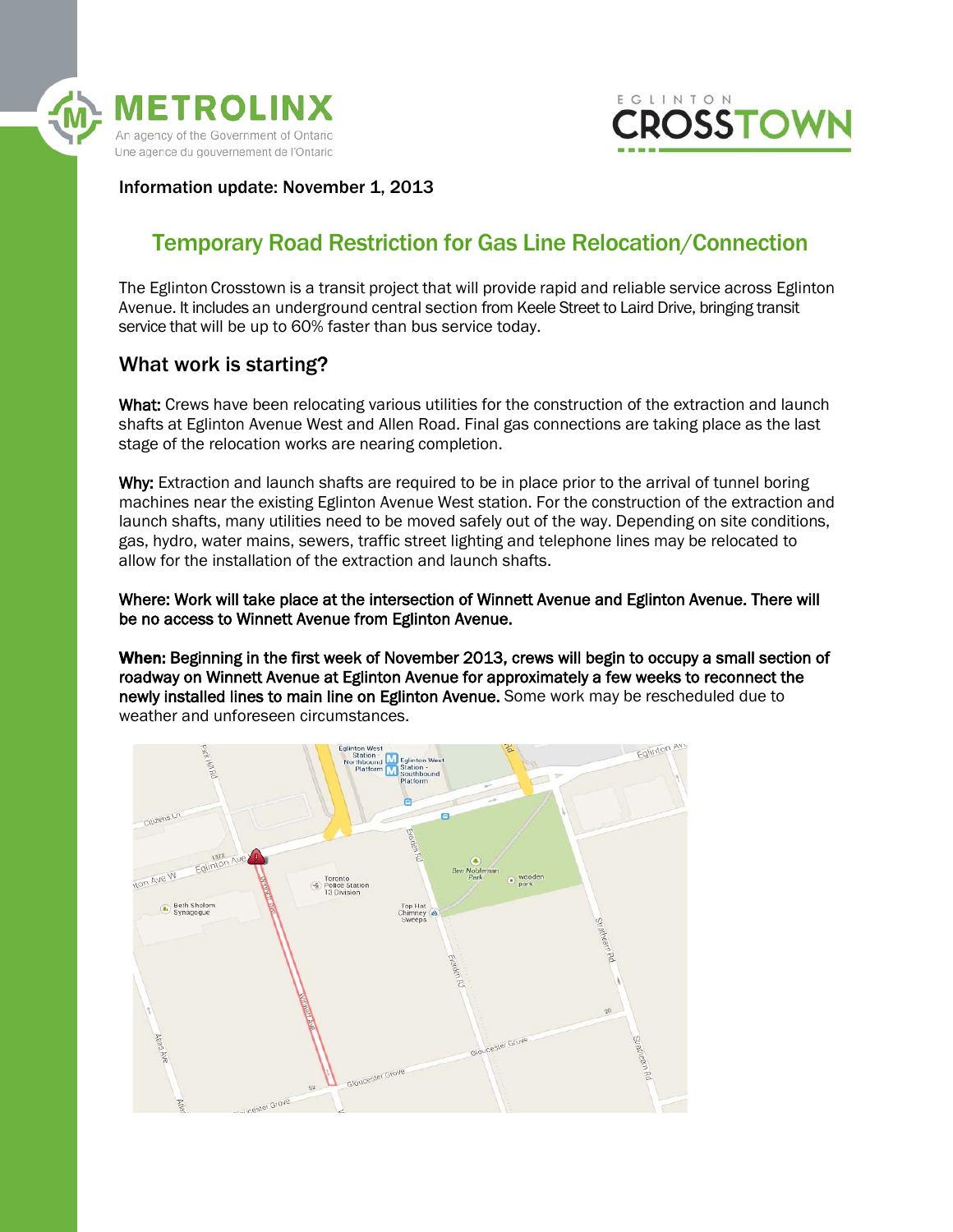METROLINX

An agency of the Government of Ontario
Une agence du gouvernement de l'Ontario

EGLINTON CROSSTOWN

Information update: November 1, 2013

## Temporary Road Restriction for Gas Line Relocation/Connection

The Eglinton Crosstown is a transit project that will provide rapid and reliable service across Eglinton Avenue. It includes an underground central section from Keele Street to Laird Drive, bringing transit service that will be up to 60% faster than bus service today.

### What work is starting?

**What:** Crews have been relocating various utilities for the construction of the extraction and launch shafts at Eglinton Avenue West and Allen Road. Final gas connections are taking place as the last stage of the relocation works are nearing completion.

**Why:** Extraction and launch shafts are required to be in place prior to the arrival of tunnel boring machines near the existing Eglinton Avenue West station. For the construction of the extraction and launch shafts, many utilities need to be moved safely out of the way. Depending on site conditions, gas, hydro, water mains, sewers, traffic street lighting and telephone lines may be relocated to allow for the installation of the extraction and launch shafts.

**Where: Work will take place at the intersection of Winnett Avenue and Eglinton Avenue. There will be no access to Winnett Avenue from Eglinton Avenue.**

**When: Beginning in the first week of November 2013, crews will begin to occupy a small section of roadway on Winnett Avenue at Eglinton Avenue for approximately a few weeks to reconnect the newly installed lines to main line on Eglinton Avenue.** Some work may be rescheduled due to weather and unforeseen circumstances.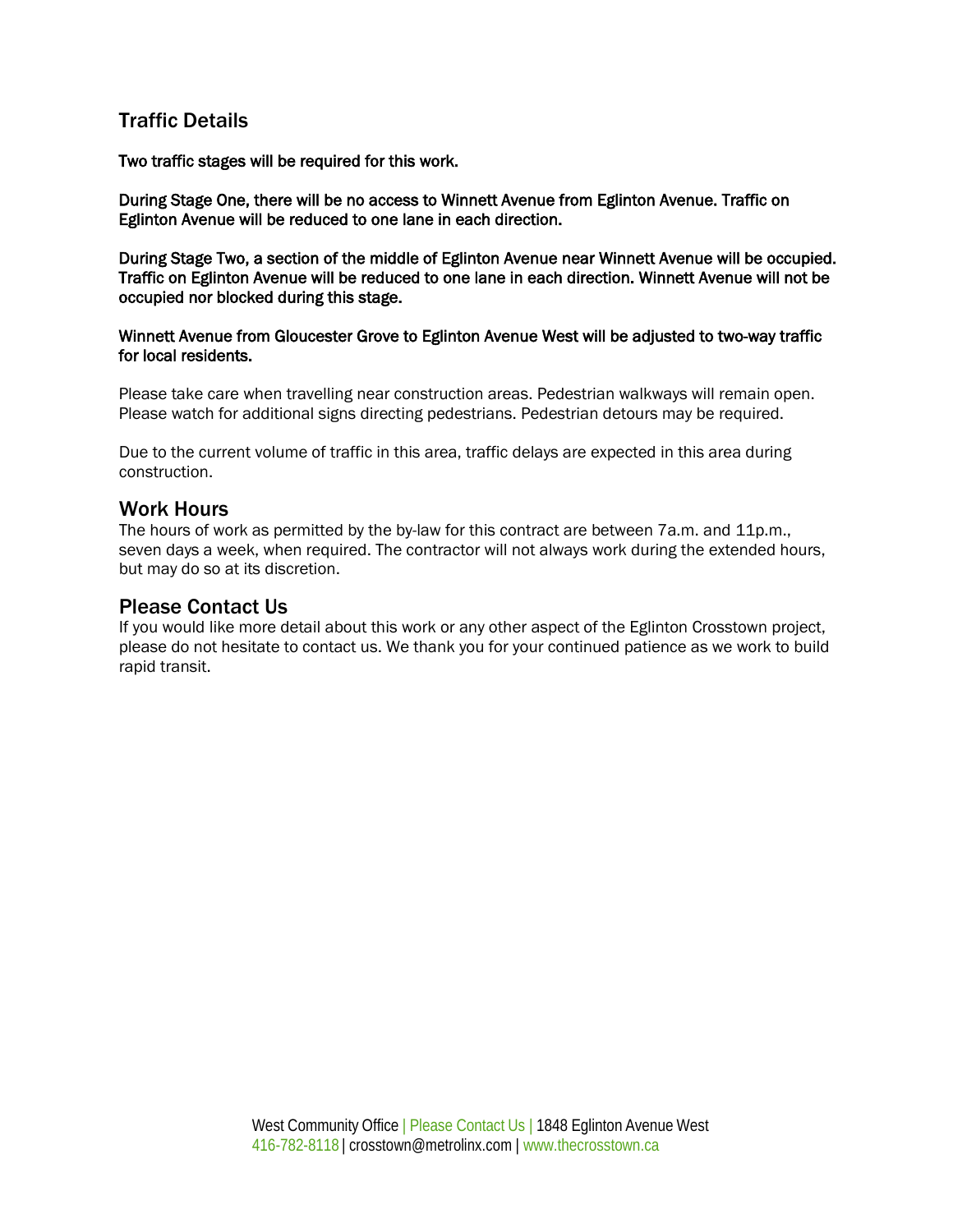## Traffic Details

**Two traffic stages will be required for this work.**

**During Stage One, there will be no access to Winnett Avenue from Eglinton Avenue. Traffic on Eglinton Avenue will be reduced to one lane in each direction.**

**During Stage Two, a section of the middle of Eglinton Avenue near Winnett Avenue will be occupied. Traffic on Eglinton Avenue will be reduced to one lane in each direction. Winnett Avenue will not be occupied nor blocked during this stage.**

**Winnett Avenue from Gloucester Grove to Eglinton Avenue West will be adjusted to two-way traffic for local residents.**

Please take care when travelling near construction areas. Pedestrian walkways will remain open. Please watch for additional signs directing pedestrians. Pedestrian detours may be required.

Due to the current volume of traffic in this area, traffic delays are expected in this area during construction.

## Work Hours

The hours of work as permitted by the by-law for this contract are between 7a.m. and 11p.m., seven days a week, when required. The contractor will not always work during the extended hours, but may do so at its discretion.

## Please Contact Us

If you would like more detail about this work or any other aspect of the Eglinton Crosstown project, please do not hesitate to contact us. We thank you for your continued patience as we work to build rapid transit.

West Community Office | Please Contact Us | 1848 Eglinton Avenue West
416-782-8118 | crosstown@metrolinx.com | www.thecrosstown.ca